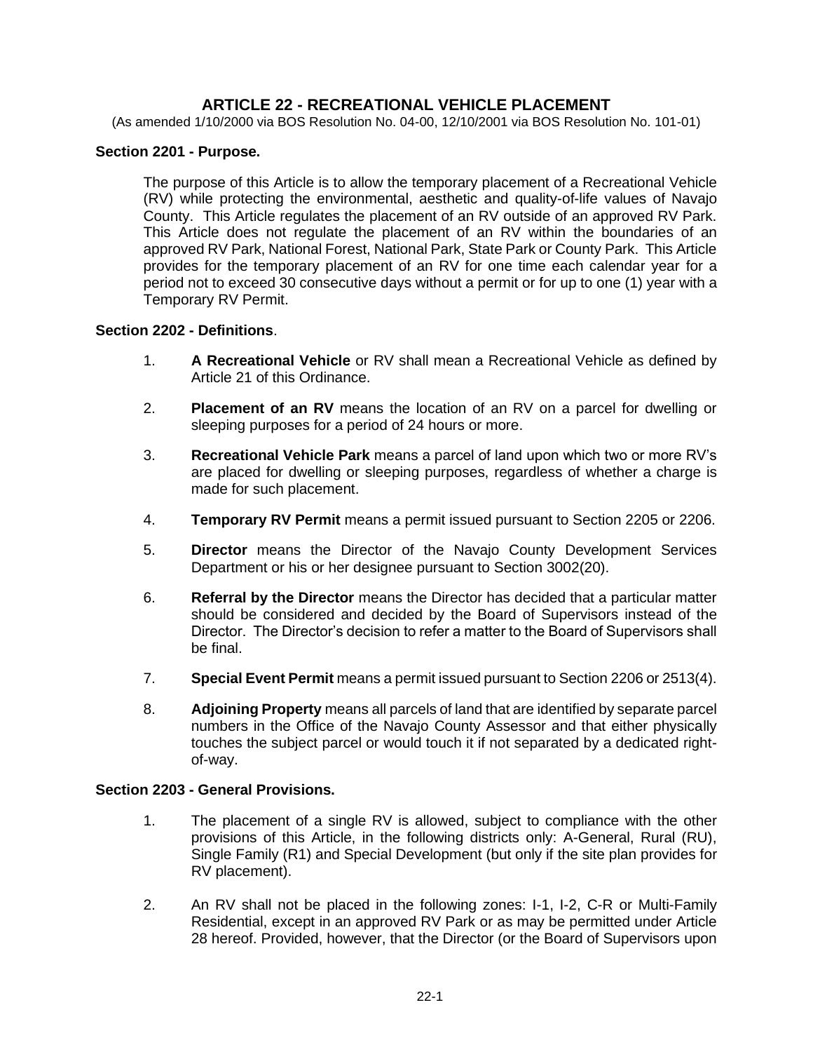# ARTICLE 22 - RECREATIONAL VEHICLE PLACEMENT

(As amended 1/10/2000 via BOS Resolution No. 04-00, 12/10/2001 via BOS Resolution No. 101-01)

**Section 2201 - Purpose.**

The purpose of this Article is to allow the temporary placement of a Recreational Vehicle (RV) while protecting the environmental, aesthetic and quality-of-life values of Navajo County. This Article regulates the placement of an RV outside of an approved RV Park. This Article does not regulate the placement of an RV within the boundaries of an approved RV Park, National Forest, National Park, State Park or County Park. This Article provides for the temporary placement of an RV for one time each calendar year for a period not to exceed 30 consecutive days without a permit or for up to one (1) year with a Temporary RV Permit.

**Section 2202 - Definitions**.

1. **A Recreational Vehicle** or RV shall mean a Recreational Vehicle as defined by Article 21 of this Ordinance.
2. **Placement of an RV** means the location of an RV on a parcel for dwelling or sleeping purposes for a period of 24 hours or more.
3. **Recreational Vehicle Park** means a parcel of land upon which two or more RV's are placed for dwelling or sleeping purposes, regardless of whether a charge is made for such placement.
4. **Temporary RV Permit** means a permit issued pursuant to Section 2205 or 2206.
5. **Director** means the Director of the Navajo County Development Services Department or his or her designee pursuant to Section 3002(20).
6. **Referral by the Director** means the Director has decided that a particular matter should be considered and decided by the Board of Supervisors instead of the Director. The Director's decision to refer a matter to the Board of Supervisors shall be final.
7. **Special Event Permit** means a permit issued pursuant to Section 2206 or 2513(4).
8. **Adjoining Property** means all parcels of land that are identified by separate parcel numbers in the Office of the Navajo County Assessor and that either physically touches the subject parcel or would touch it if not separated by a dedicated right-of-way.

**Section 2203 - General Provisions.**

1. The placement of a single RV is allowed, subject to compliance with the other provisions of this Article, in the following districts only: A-General, Rural (RU), Single Family (R1) and Special Development (but only if the site plan provides for RV placement).
2. An RV shall not be placed in the following zones: I-1, I-2, C-R or Multi-Family Residential, except in an approved RV Park or as may be permitted under Article 28 hereof. Provided, however, that the Director (or the Board of Supervisors upon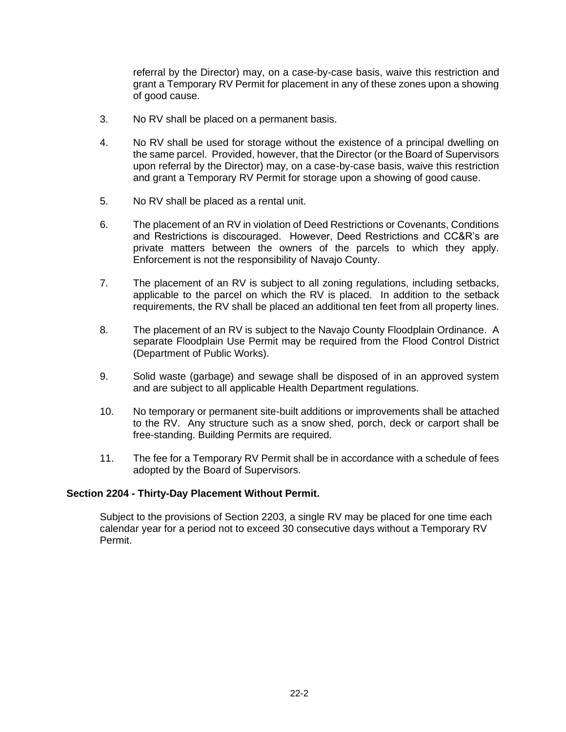referral by the Director) may, on a case-by-case basis, waive this restriction and grant a Temporary RV Permit for placement in any of these zones upon a showing of good cause.

3. No RV shall be placed on a permanent basis.

4. No RV shall be used for storage without the existence of a principal dwelling on the same parcel. Provided, however, that the Director (or the Board of Supervisors upon referral by the Director) may, on a case-by-case basis, waive this restriction and grant a Temporary RV Permit for storage upon a showing of good cause.

5. No RV shall be placed as a rental unit.

6. The placement of an RV in violation of Deed Restrictions or Covenants, Conditions and Restrictions is discouraged. However, Deed Restrictions and CC&R's are private matters between the owners of the parcels to which they apply. Enforcement is not the responsibility of Navajo County.

7. The placement of an RV is subject to all zoning regulations, including setbacks, applicable to the parcel on which the RV is placed. In addition to the setback requirements, the RV shall be placed an additional ten feet from all property lines.

8. The placement of an RV is subject to the Navajo County Floodplain Ordinance. A separate Floodplain Use Permit may be required from the Flood Control District (Department of Public Works).

9. Solid waste (garbage) and sewage shall be disposed of in an approved system and are subject to all applicable Health Department regulations.

10. No temporary or permanent site-built additions or improvements shall be attached to the RV. Any structure such as a snow shed, porch, deck or carport shall be free-standing. Building Permits are required.

11. The fee for a Temporary RV Permit shall be in accordance with a schedule of fees adopted by the Board of Supervisors.

**Section 2204 - Thirty-Day Placement Without Permit.**

Subject to the provisions of Section 2203, a single RV may be placed for one time each calendar year for a period not to exceed 30 consecutive days without a Temporary RV Permit.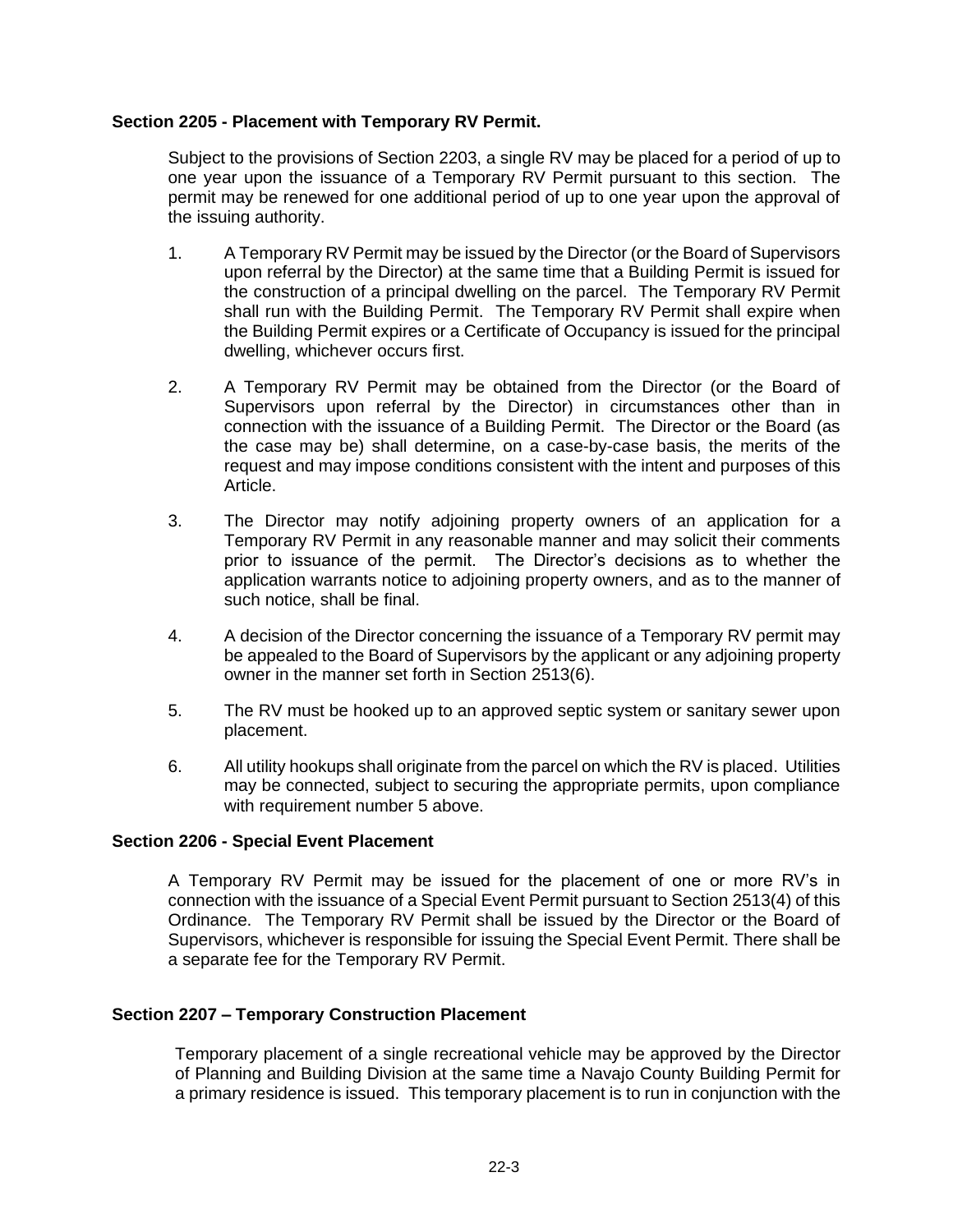### Section 2205 - Placement with Temporary RV Permit.

Subject to the provisions of Section 2203, a single RV may be placed for a period of up to one year upon the issuance of a Temporary RV Permit pursuant to this section. The permit may be renewed for one additional period of up to one year upon the approval of the issuing authority.

1. A Temporary RV Permit may be issued by the Director (or the Board of Supervisors upon referral by the Director) at the same time that a Building Permit is issued for the construction of a principal dwelling on the parcel. The Temporary RV Permit shall run with the Building Permit. The Temporary RV Permit shall expire when the Building Permit expires or a Certificate of Occupancy is issued for the principal dwelling, whichever occurs first.

2. A Temporary RV Permit may be obtained from the Director (or the Board of Supervisors upon referral by the Director) in circumstances other than in connection with the issuance of a Building Permit. The Director or the Board (as the case may be) shall determine, on a case-by-case basis, the merits of the request and may impose conditions consistent with the intent and purposes of this Article.

3. The Director may notify adjoining property owners of an application for a Temporary RV Permit in any reasonable manner and may solicit their comments prior to issuance of the permit. The Director's decisions as to whether the application warrants notice to adjoining property owners, and as to the manner of such notice, shall be final.

4. A decision of the Director concerning the issuance of a Temporary RV permit may be appealed to the Board of Supervisors by the applicant or any adjoining property owner in the manner set forth in Section 2513(6).

5. The RV must be hooked up to an approved septic system or sanitary sewer upon placement.

6. All utility hookups shall originate from the parcel on which the RV is placed. Utilities may be connected, subject to securing the appropriate permits, upon compliance with requirement number 5 above.

### Section 2206 - Special Event Placement

A Temporary RV Permit may be issued for the placement of one or more RV's in connection with the issuance of a Special Event Permit pursuant to Section 2513(4) of this Ordinance. The Temporary RV Permit shall be issued by the Director or the Board of Supervisors, whichever is responsible for issuing the Special Event Permit. There shall be a separate fee for the Temporary RV Permit.

### Section 2207 – Temporary Construction Placement

Temporary placement of a single recreational vehicle may be approved by the Director of Planning and Building Division at the same time a Navajo County Building Permit for a primary residence is issued. This temporary placement is to run in conjunction with the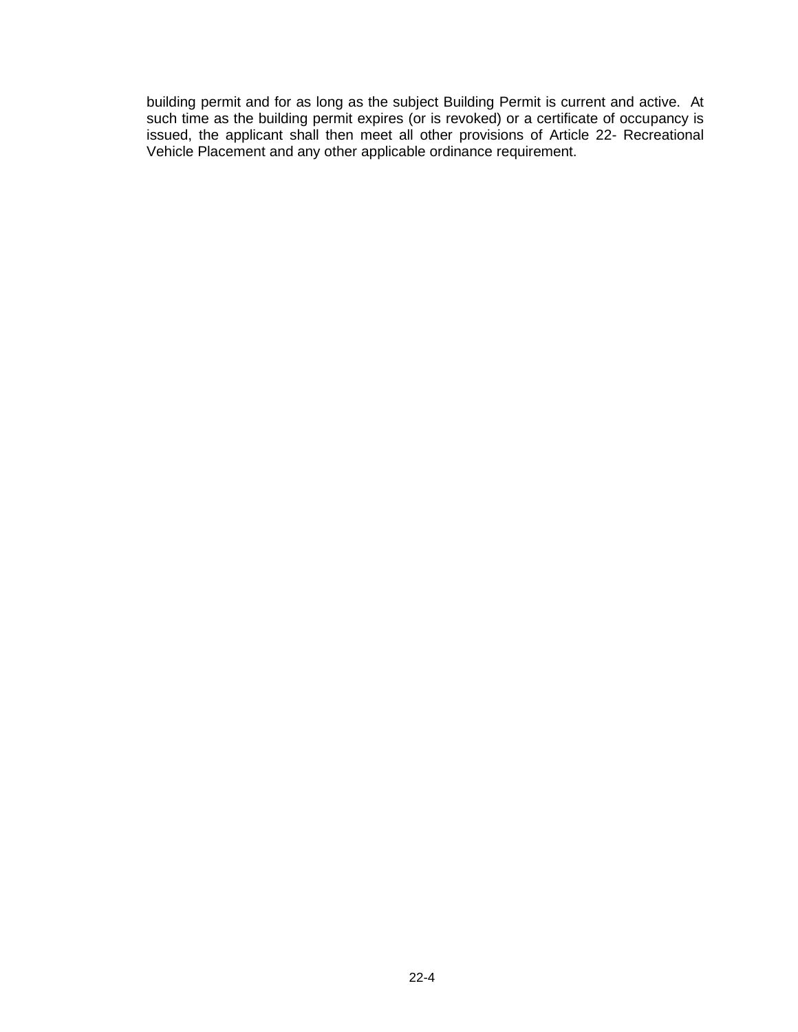building permit and for as long as the subject Building Permit is current and active. At such time as the building permit expires (or is revoked) or a certificate of occupancy is issued, the applicant shall then meet all other provisions of Article 22- Recreational Vehicle Placement and any other applicable ordinance requirement.